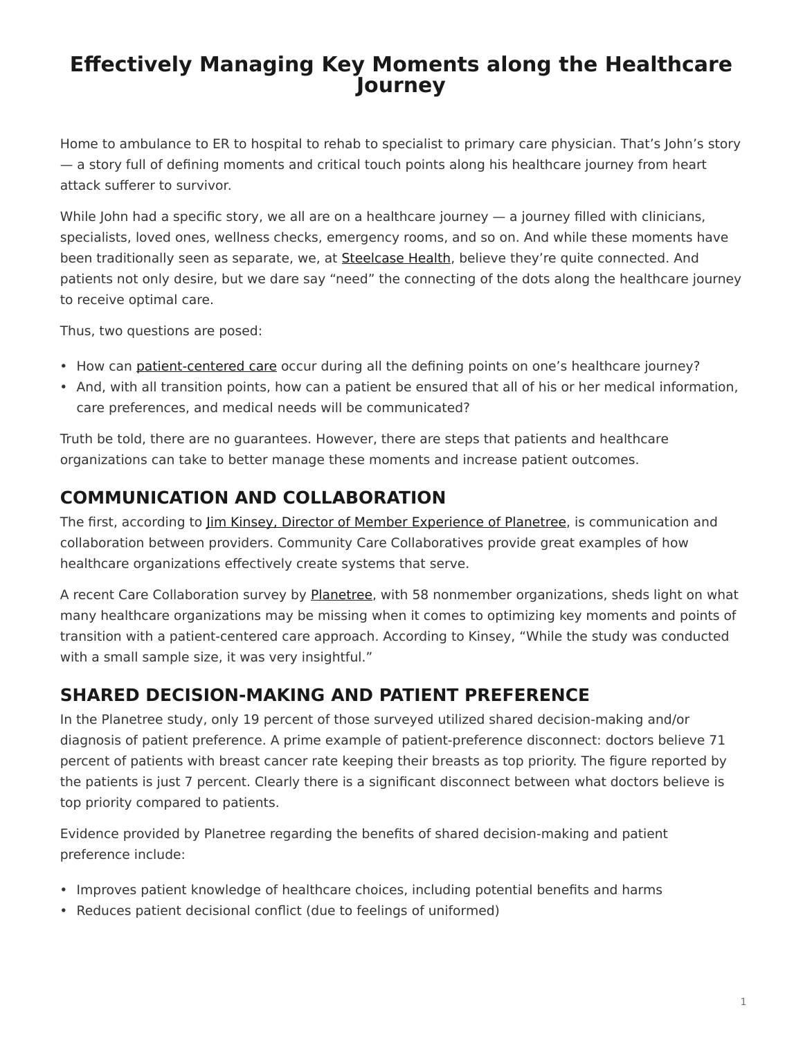# Effectively Managing Key Moments along the Healthcare Journey

Home to ambulance to ER to hospital to rehab to specialist to primary care physician. That's John's story — a story full of defining moments and critical touch points along his healthcare journey from heart attack sufferer to survivor.

While John had a specific story, we all are on a healthcare journey — a journey filled with clinicians, specialists, loved ones, wellness checks, emergency rooms, and so on. And while these moments have been traditionally seen as separate, we, at Steelcase Health, believe they're quite connected. And patients not only desire, but we dare say "need" the connecting of the dots along the healthcare journey to receive optimal care.

Thus, two questions are posed:

- How can patient-centered care occur during all the defining points on one's healthcare journey?
- And, with all transition points, how can a patient be ensured that all of his or her medical information, care preferences, and medical needs will be communicated?

Truth be told, there are no guarantees. However, there are steps that patients and healthcare organizations can take to better manage these moments and increase patient outcomes.

## COMMUNICATION AND COLLABORATION

The first, according to Jim Kinsey, Director of Member Experience of Planetree, is communication and collaboration between providers. Community Care Collaboratives provide great examples of how healthcare organizations effectively create systems that serve.

A recent Care Collaboration survey by Planetree, with 58 nonmember organizations, sheds light on what many healthcare organizations may be missing when it comes to optimizing key moments and points of transition with a patient-centered care approach. According to Kinsey, "While the study was conducted with a small sample size, it was very insightful."

## SHARED DECISION-MAKING AND PATIENT PREFERENCE

In the Planetree study, only 19 percent of those surveyed utilized shared decision-making and/or diagnosis of patient preference. A prime example of patient-preference disconnect: doctors believe 71 percent of patients with breast cancer rate keeping their breasts as top priority. The figure reported by the patients is just 7 percent. Clearly there is a significant disconnect between what doctors believe is top priority compared to patients.

Evidence provided by Planetree regarding the benefits of shared decision-making and patient preference include:

- Improves patient knowledge of healthcare choices, including potential benefits and harms
- Reduces patient decisional conflict (due to feelings of uniformed)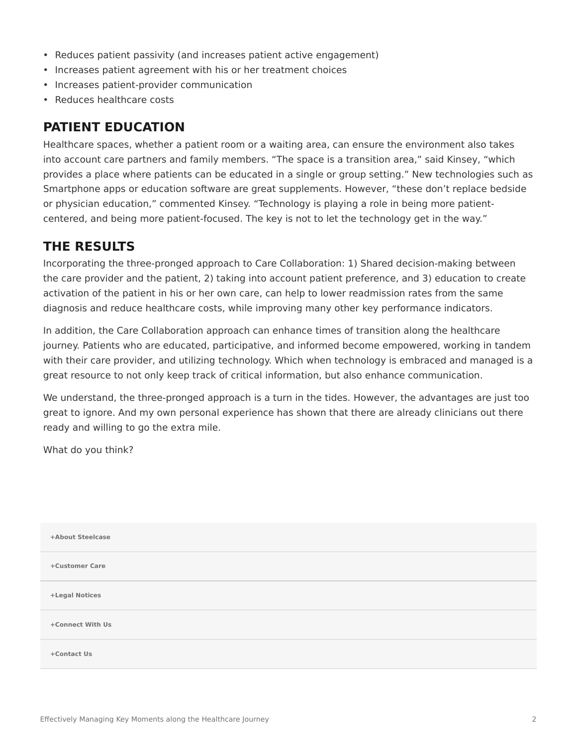- Reduces patient passivity (and increases patient active engagement)
- Increases patient agreement with his or her treatment choices
- Increases patient-provider communication
- Reduces healthcare costs

## PATIENT EDUCATION

Healthcare spaces, whether a patient room or a waiting area, can ensure the environment also takes into account care partners and family members. "The space is a transition area," said Kinsey, "which provides a place where patients can be educated in a single or group setting." New technologies such as Smartphone apps or education software are great supplements. However, "these don't replace bedside or physician education," commented Kinsey. "Technology is playing a role in being more patient-centered, and being more patient-focused. The key is not to let the technology get in the way."

## THE RESULTS

Incorporating the three-pronged approach to Care Collaboration: 1) Shared decision-making between the care provider and the patient, 2) taking into account patient preference, and 3) education to create activation of the patient in his or her own care, can help to lower readmission rates from the same diagnosis and reduce healthcare costs, while improving many other key performance indicators.

In addition, the Care Collaboration approach can enhance times of transition along the healthcare journey. Patients who are educated, participative, and informed become empowered, working in tandem with their care provider, and utilizing technology. Which when technology is embraced and managed is a great resource to not only keep track of critical information, but also enhance communication.

We understand, the three-pronged approach is a turn in the tides. However, the advantages are just too great to ignore. And my own personal experience has shown that there are already clinicians out there ready and willing to go the extra mile.

What do you think?

**+About Steelcase**

**+Customer Care**

**+Legal Notices**

**+Connect With Us**

**+Contact Us**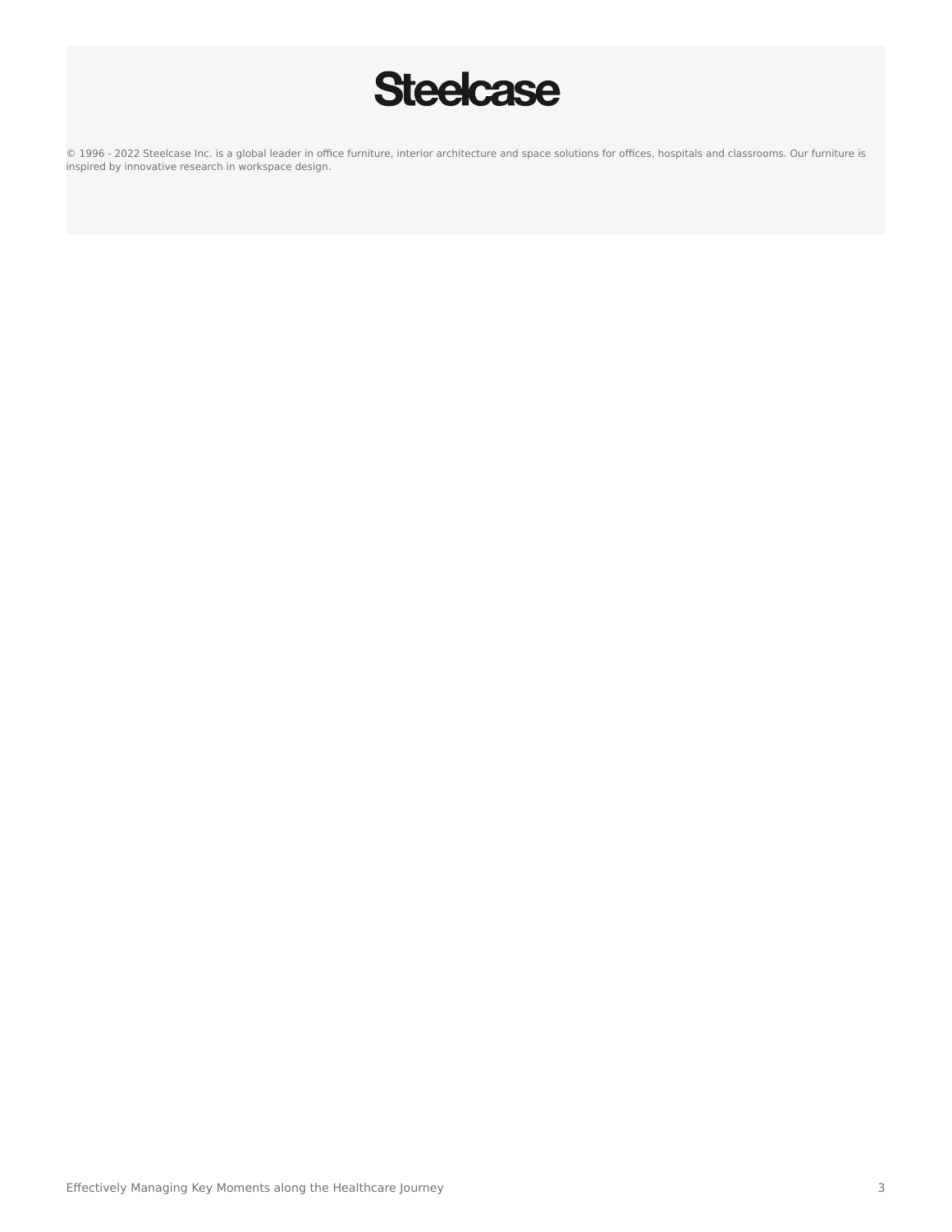Steelcase

© 1996 - 2022 Steelcase Inc. is a global leader in office furniture, interior architecture and space solutions for offices, hospitals and classrooms. Our furniture is inspired by innovative research in workspace design.